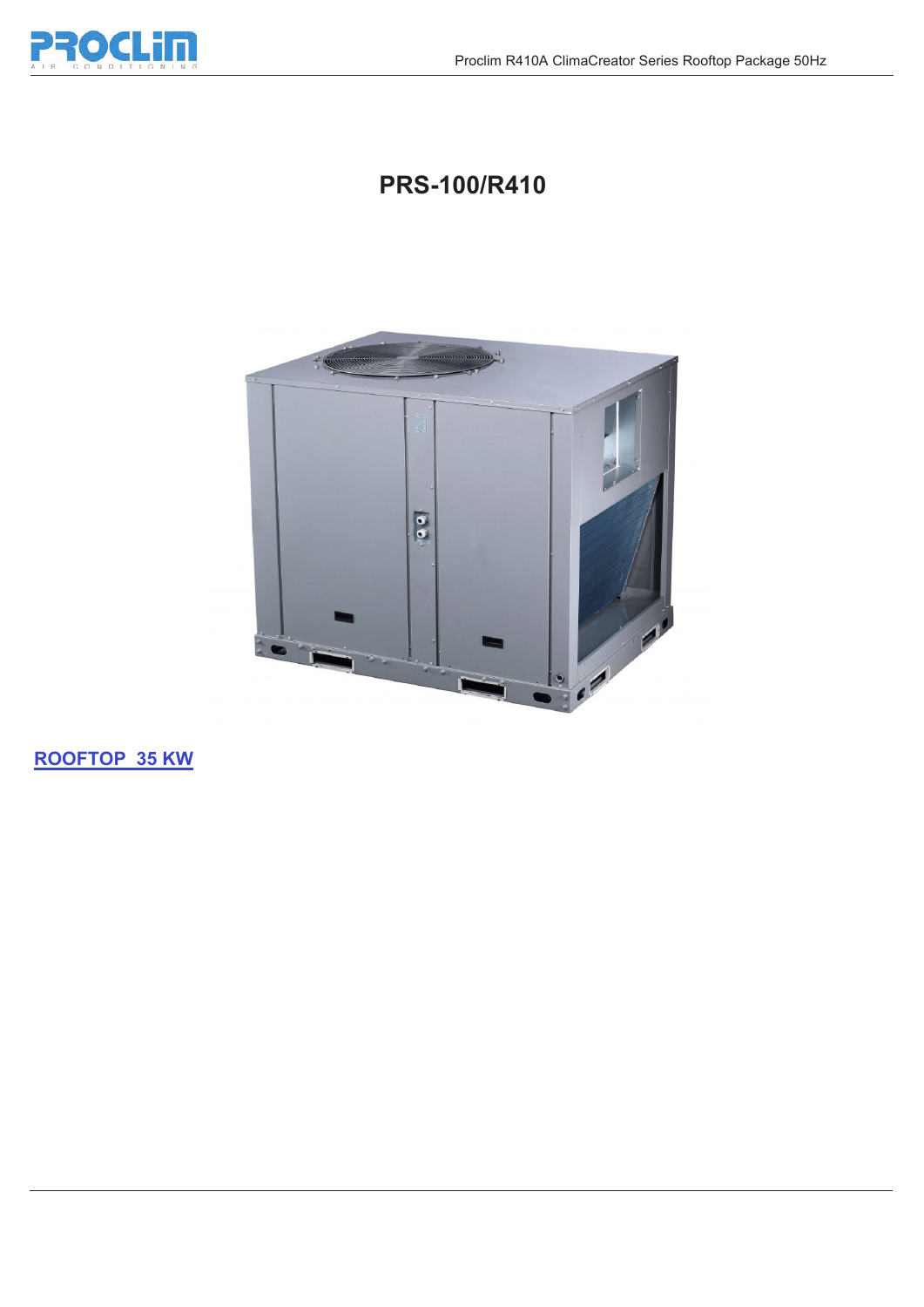# PRS-100/R410

**ROOFTOP 35 KW**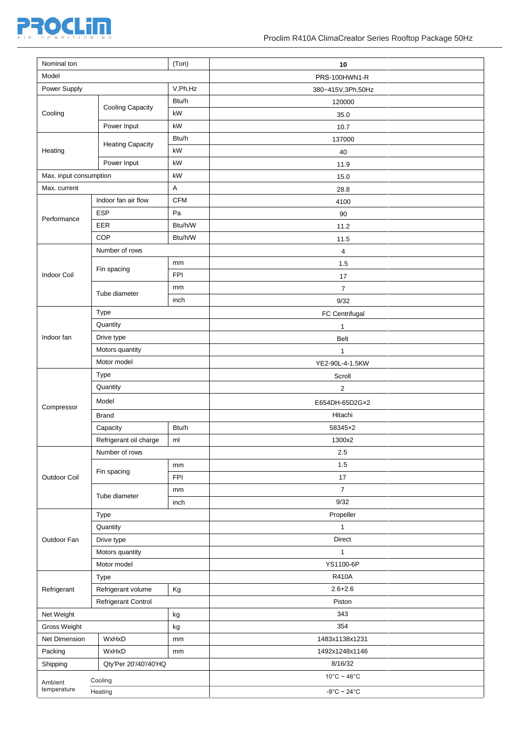| Nominal ton | | (Ton) | **10** |
|---|---|---|---|
| Model | | | PRS-100HWN1-R |
| Power Supply | | V,Ph,Hz | 380~415V,3Ph,50Hz |
| Cooling | Cooling Capacity | Btu/h | 120000 |
| | | kW | 35.0 |
| | Power Input | kW | 10.7 |
| Heating | Heating Capacity | Btu/h | 137000 |
| | | kW | 40 |
| | Power Input | kW | 11.9 |
| Max. input consumption | | kW | 15.0 |
| Max. current | | A | 28.8 |
| Performance | Indoor fan air flow | CFM | 4100 |
| | ESP | Pa | 90 |
| | EER | Btu/h/W | 11.2 |
| | COP | Btu/h/W | 11.5 |
| Indoor Coil | Number of rows | | 4 |
| | Fin spacing | mm | 1.5 |
| | | FPI | 17 |
| | Tube diameter | mm | 7 |
| | | inch | 9/32 |
| Indoor fan | Type | | FC Centrifugal |
| | Quantity | | 1 |
| | Drive type | | Belt |
| | Motors quantity | | 1 |
| | Motor model | | YE2-90L-4-1.5KW |
| Compressor | Type | | Scroll |
| | Quantity | | 2 |
| | Model | | E654DH-65D2G×2 |
| | Brand | | Hitachi |
| | Capacity | Btu/h | 58345×2 |
| | Refrigerant oil charge | ml | 1300x2 |
| Outdoor Coil | Number of rows | | 2.5 |
| | Fin spacing | mm | 1.5 |
| | | FPI | 17 |
| | Tube diameter | mm | 7 |
| | | inch | 9/32 |
| Outdoor Fan | Type | | Propeller |
| | Quantity | | 1 |
| | Drive type | | Direct |
| | Motors quantity | | 1 |
| | Motor model | | YS1100-6P |
| Refrigerant | Type | | R410A |
| | Refrigerant volume | Kg | 2.6+2.6 |
| | Refrigerant Control | | Piston |
| Net Weight | | kg | 343 |
| Gross Weight | | kg | 354 |
| Net Dimension | WxHxD | mm | 1483x1138x1231 |
| Packing | WxHxD | mm | 1492x1248x1146 |
| Shipping | Qty'Per 20'/40'/40'HQ | | 8/16/32 |
| Ambient temperature | Cooling | | 10°C ~ 46°C |
| | Heating | | -9°C ~ 24°C |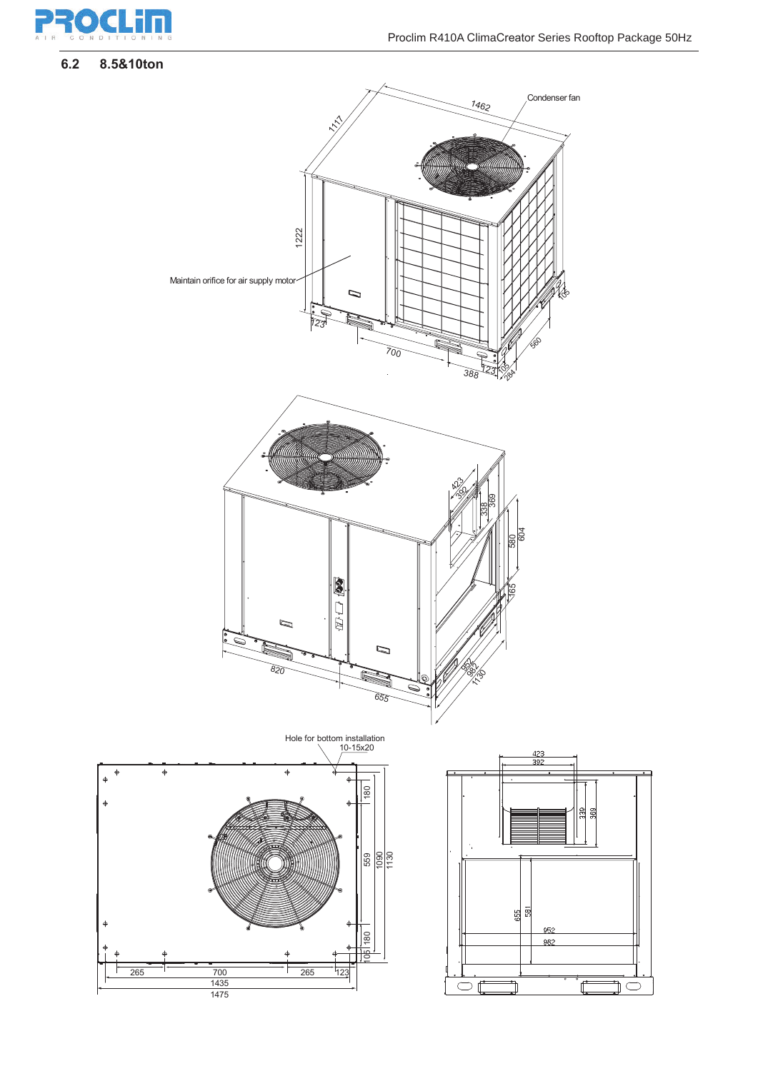## 6.2 8.5&10ton

Condenser fan

1462

1117

1222

Maintain orifice for air supply motor

123

700

388

123

105

284

560

105

123

423

392

338

369

580

604

165

820

655

952

982

1130

Hole for bottom installation
10-15x20

180

559

1090

1130

180

105

265

700

265

123

1435

1475

423

392

339

369

655

581

952

982